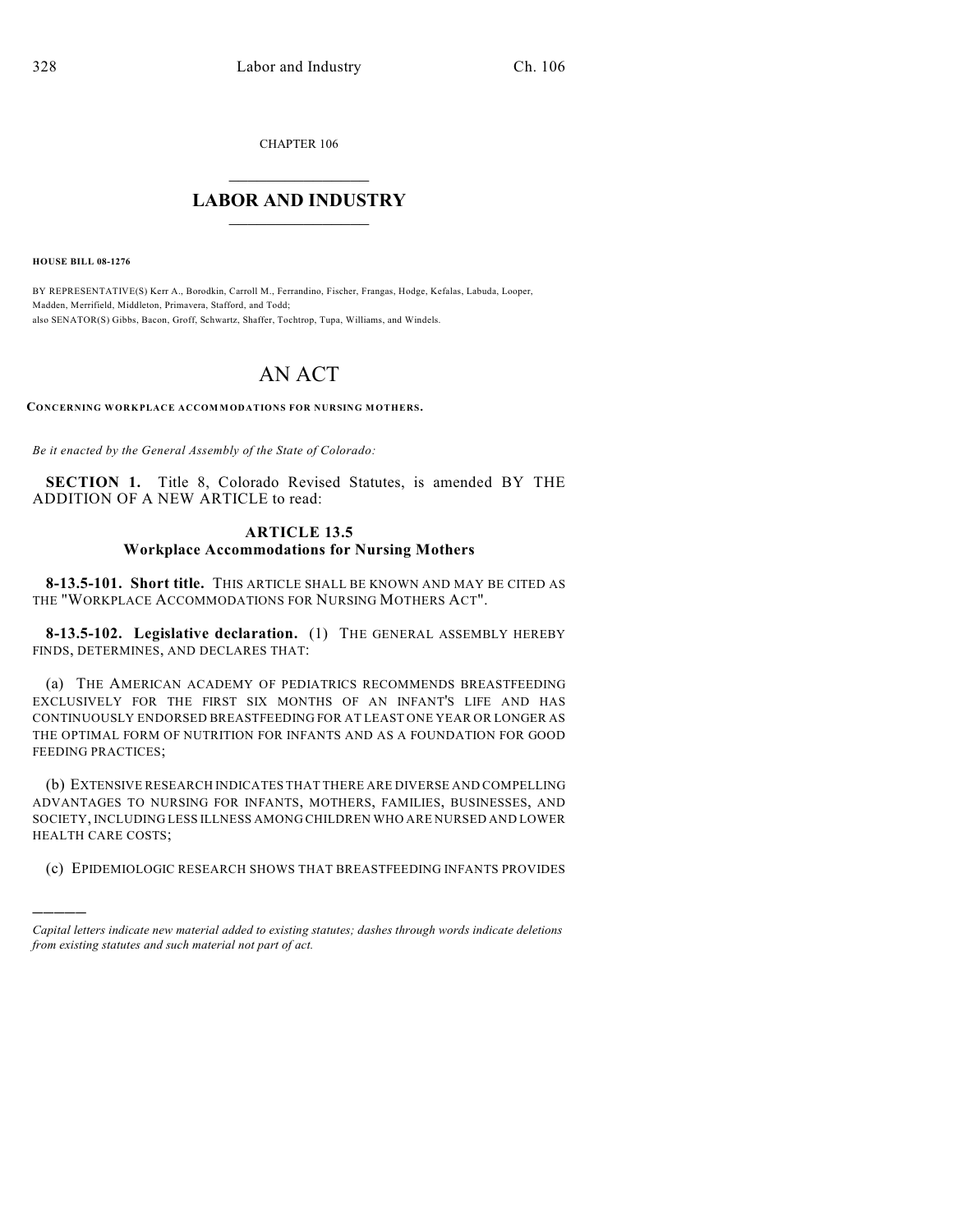CHAPTER 106

# LABOR AND INDUSTRY

**HOUSE BILL 08-1276**

BY REPRESENTATIVE(S) Kerr A., Borodkin, Carroll M., Ferrandino, Fischer, Frangas, Hodge, Kefalas, Labuda, Looper, Madden, Merrifield, Middleton, Primavera, Stafford, and Todd;
also SENATOR(S) Gibbs, Bacon, Groff, Schwartz, Shaffer, Tochtrop, Tupa, Williams, and Windels.

# AN ACT

**CONCERNING WORKPLACE ACCOMMODATIONS FOR NURSING MOTHERS.**

*Be it enacted by the General Assembly of the State of Colorado:*

**SECTION 1.** Title 8, Colorado Revised Statutes, is amended BY THE ADDITION OF A NEW ARTICLE to read:

## ARTICLE 13.5
## Workplace Accommodations for Nursing Mothers

**8-13.5-101. Short title.** THIS ARTICLE SHALL BE KNOWN AND MAY BE CITED AS THE "WORKPLACE ACCOMMODATIONS FOR NURSING MOTHERS ACT".

**8-13.5-102. Legislative declaration.** (1) THE GENERAL ASSEMBLY HEREBY FINDS, DETERMINES, AND DECLARES THAT:

(a) THE AMERICAN ACADEMY OF PEDIATRICS RECOMMENDS BREASTFEEDING EXCLUSIVELY FOR THE FIRST SIX MONTHS OF AN INFANT'S LIFE AND HAS CONTINUOUSLY ENDORSED BREASTFEEDING FOR AT LEAST ONE YEAR OR LONGER AS THE OPTIMAL FORM OF NUTRITION FOR INFANTS AND AS A FOUNDATION FOR GOOD FEEDING PRACTICES;

(b) EXTENSIVE RESEARCH INDICATES THAT THERE ARE DIVERSE AND COMPELLING ADVANTAGES TO NURSING FOR INFANTS, MOTHERS, FAMILIES, BUSINESSES, AND SOCIETY, INCLUDING LESS ILLNESS AMONG CHILDREN WHO ARE NURSED AND LOWER HEALTH CARE COSTS;

(c) EPIDEMIOLOGIC RESEARCH SHOWS THAT BREASTFEEDING INFANTS PROVIDES

*Capital letters indicate new material added to existing statutes; dashes through words indicate deletions from existing statutes and such material not part of act.*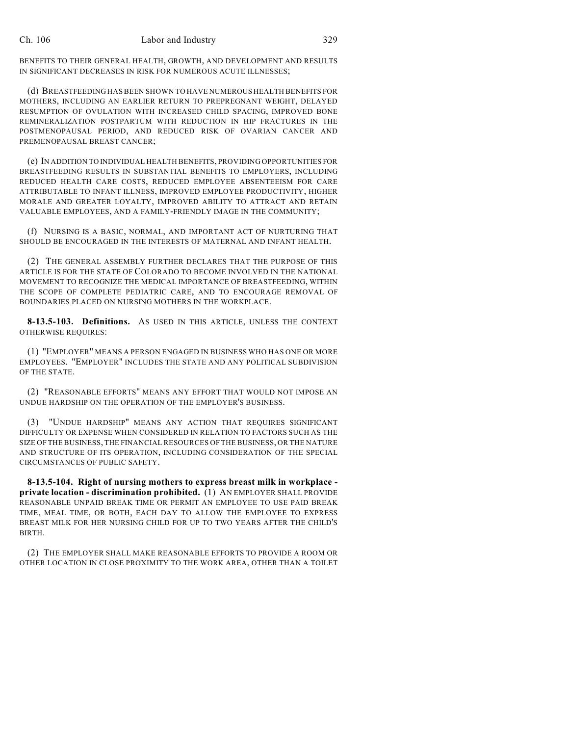BENEFITS TO THEIR GENERAL HEALTH, GROWTH, AND DEVELOPMENT AND RESULTS IN SIGNIFICANT DECREASES IN RISK FOR NUMEROUS ACUTE ILLNESSES;

(d) BREASTFEEDING HAS BEEN SHOWN TO HAVE NUMEROUS HEALTH BENEFITS FOR MOTHERS, INCLUDING AN EARLIER RETURN TO PREPREGNANT WEIGHT, DELAYED RESUMPTION OF OVULATION WITH INCREASED CHILD SPACING, IMPROVED BONE REMINERALIZATION POSTPARTUM WITH REDUCTION IN HIP FRACTURES IN THE POSTMENOPAUSAL PERIOD, AND REDUCED RISK OF OVARIAN CANCER AND PREMENOPAUSAL BREAST CANCER;

(e) IN ADDITION TO INDIVIDUAL HEALTH BENEFITS, PROVIDING OPPORTUNITIES FOR BREASTFEEDING RESULTS IN SUBSTANTIAL BENEFITS TO EMPLOYERS, INCLUDING REDUCED HEALTH CARE COSTS, REDUCED EMPLOYEE ABSENTEEISM FOR CARE ATTRIBUTABLE TO INFANT ILLNESS, IMPROVED EMPLOYEE PRODUCTIVITY, HIGHER MORALE AND GREATER LOYALTY, IMPROVED ABILITY TO ATTRACT AND RETAIN VALUABLE EMPLOYEES, AND A FAMILY-FRIENDLY IMAGE IN THE COMMUNITY;

(f) NURSING IS A BASIC, NORMAL, AND IMPORTANT ACT OF NURTURING THAT SHOULD BE ENCOURAGED IN THE INTERESTS OF MATERNAL AND INFANT HEALTH.

(2) THE GENERAL ASSEMBLY FURTHER DECLARES THAT THE PURPOSE OF THIS ARTICLE IS FOR THE STATE OF COLORADO TO BECOME INVOLVED IN THE NATIONAL MOVEMENT TO RECOGNIZE THE MEDICAL IMPORTANCE OF BREASTFEEDING, WITHIN THE SCOPE OF COMPLETE PEDIATRIC CARE, AND TO ENCOURAGE REMOVAL OF BOUNDARIES PLACED ON NURSING MOTHERS IN THE WORKPLACE.

**8-13.5-103. Definitions.** AS USED IN THIS ARTICLE, UNLESS THE CONTEXT OTHERWISE REQUIRES:

(1) "EMPLOYER" MEANS A PERSON ENGAGED IN BUSINESS WHO HAS ONE OR MORE EMPLOYEES. "EMPLOYER" INCLUDES THE STATE AND ANY POLITICAL SUBDIVISION OF THE STATE.

(2) "REASONABLE EFFORTS" MEANS ANY EFFORT THAT WOULD NOT IMPOSE AN UNDUE HARDSHIP ON THE OPERATION OF THE EMPLOYER'S BUSINESS.

(3) "UNDUE HARDSHIP" MEANS ANY ACTION THAT REQUIRES SIGNIFICANT DIFFICULTY OR EXPENSE WHEN CONSIDERED IN RELATION TO FACTORS SUCH AS THE SIZE OF THE BUSINESS, THE FINANCIAL RESOURCES OF THE BUSINESS, OR THE NATURE AND STRUCTURE OF ITS OPERATION, INCLUDING CONSIDERATION OF THE SPECIAL CIRCUMSTANCES OF PUBLIC SAFETY.

**8-13.5-104. Right of nursing mothers to express breast milk in workplace - private location - discrimination prohibited.** (1) AN EMPLOYER SHALL PROVIDE REASONABLE UNPAID BREAK TIME OR PERMIT AN EMPLOYEE TO USE PAID BREAK TIME, MEAL TIME, OR BOTH, EACH DAY TO ALLOW THE EMPLOYEE TO EXPRESS BREAST MILK FOR HER NURSING CHILD FOR UP TO TWO YEARS AFTER THE CHILD'S BIRTH.

(2) THE EMPLOYER SHALL MAKE REASONABLE EFFORTS TO PROVIDE A ROOM OR OTHER LOCATION IN CLOSE PROXIMITY TO THE WORK AREA, OTHER THAN A TOILET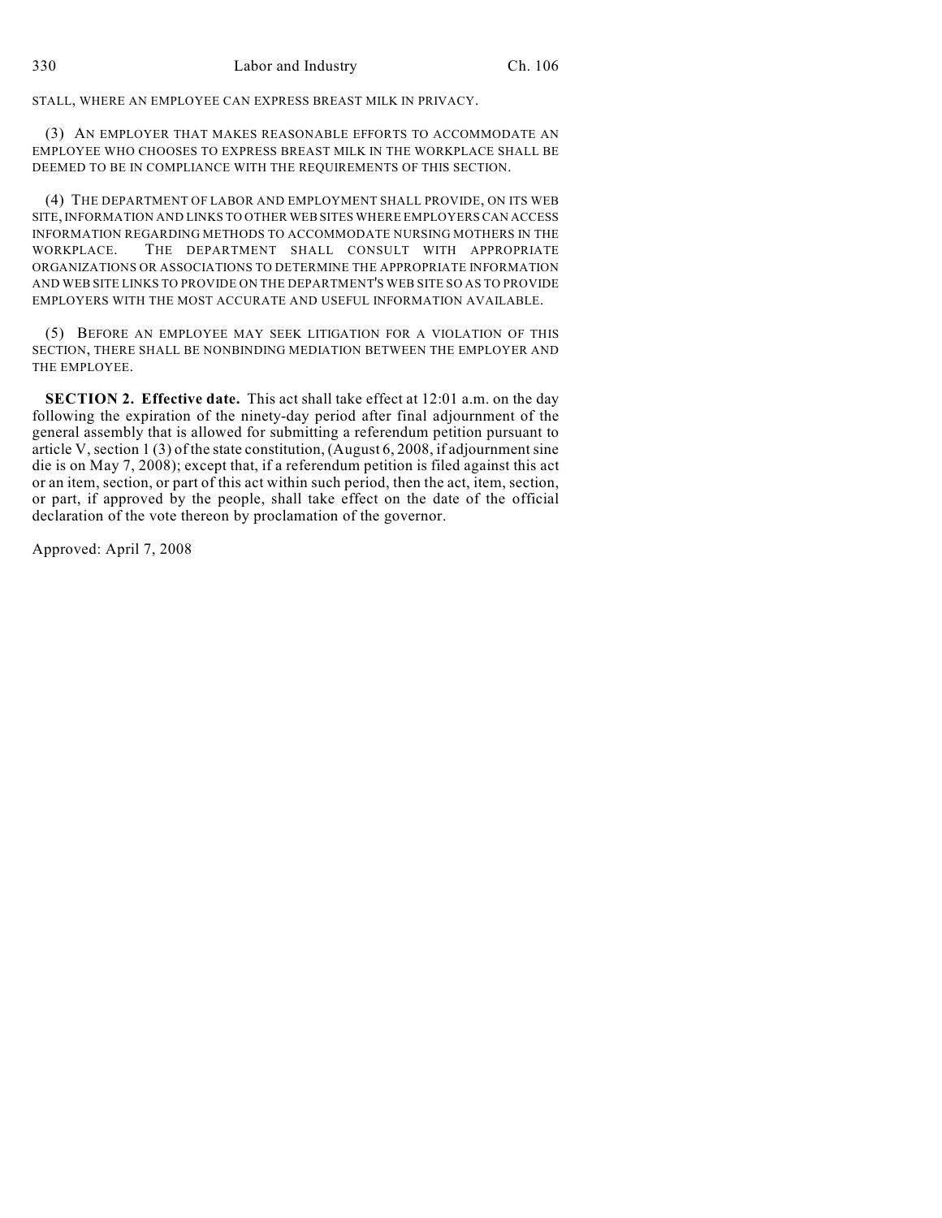STALL, WHERE AN EMPLOYEE CAN EXPRESS BREAST MILK IN PRIVACY.

(3) AN EMPLOYER THAT MAKES REASONABLE EFFORTS TO ACCOMMODATE AN EMPLOYEE WHO CHOOSES TO EXPRESS BREAST MILK IN THE WORKPLACE SHALL BE DEEMED TO BE IN COMPLIANCE WITH THE REQUIREMENTS OF THIS SECTION.

(4) THE DEPARTMENT OF LABOR AND EMPLOYMENT SHALL PROVIDE, ON ITS WEB SITE, INFORMATION AND LINKS TO OTHER WEB SITES WHERE EMPLOYERS CAN ACCESS INFORMATION REGARDING METHODS TO ACCOMMODATE NURSING MOTHERS IN THE WORKPLACE. THE DEPARTMENT SHALL CONSULT WITH APPROPRIATE ORGANIZATIONS OR ASSOCIATIONS TO DETERMINE THE APPROPRIATE INFORMATION AND WEB SITE LINKS TO PROVIDE ON THE DEPARTMENT'S WEB SITE SO AS TO PROVIDE EMPLOYERS WITH THE MOST ACCURATE AND USEFUL INFORMATION AVAILABLE.

(5) BEFORE AN EMPLOYEE MAY SEEK LITIGATION FOR A VIOLATION OF THIS SECTION, THERE SHALL BE NONBINDING MEDIATION BETWEEN THE EMPLOYER AND THE EMPLOYEE.

**SECTION 2. Effective date.** This act shall take effect at 12:01 a.m. on the day following the expiration of the ninety-day period after final adjournment of the general assembly that is allowed for submitting a referendum petition pursuant to article V, section 1 (3) of the state constitution, (August 6, 2008, if adjournment sine die is on May 7, 2008); except that, if a referendum petition is filed against this act or an item, section, or part of this act within such period, then the act, item, section, or part, if approved by the people, shall take effect on the date of the official declaration of the vote thereon by proclamation of the governor.

Approved: April 7, 2008